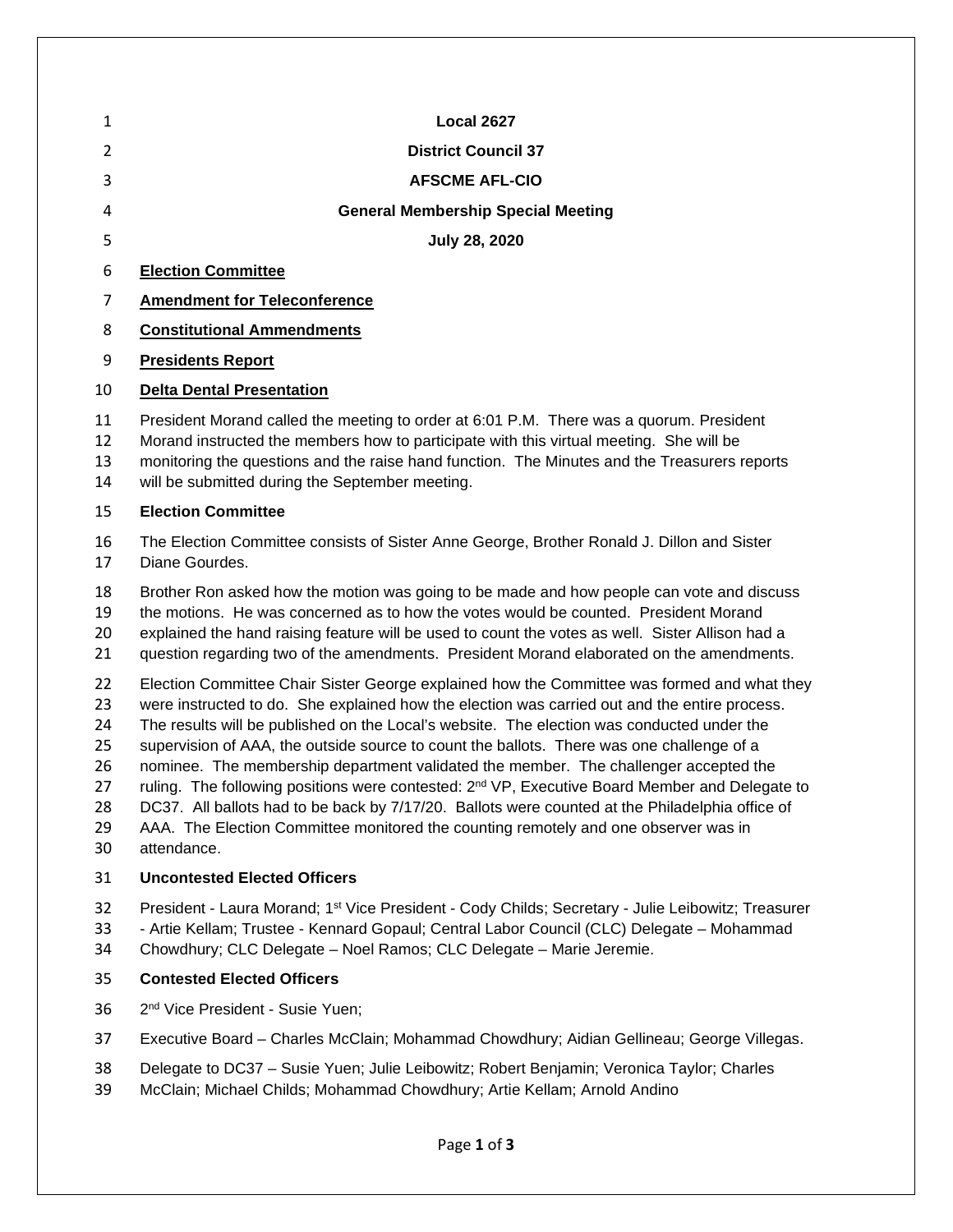**Local 2627**

**District Council 37**

**AFSCME AFL-CIO**

**General Membership Special Meeting**

**July 28, 2020**

**<u>Election Committee</u>**

**<u>Amendment for Teleconference</u>**

**<u>Constitutional Ammendments</u>**

**<u>Presidents Report</u>**

**<u>Delta Dental Presentation</u>**

President Morand called the meeting to order at 6:01 P.M. There was a quorum. President Morand instructed the members how to participate with this virtual meeting. She will be monitoring the questions and the raise hand function. The Minutes and the Treasurers reports will be submitted during the September meeting.

**Election Committee**

The Election Committee consists of Sister Anne George, Brother Ronald J. Dillon and Sister Diane Gourdes.

Brother Ron asked how the motion was going to be made and how people can vote and discuss the motions. He was concerned as to how the votes would be counted. President Morand explained the hand raising feature will be used to count the votes as well. Sister Allison had a question regarding two of the amendments. President Morand elaborated on the amendments.

Election Committee Chair Sister George explained how the Committee was formed and what they were instructed to do. She explained how the election was carried out and the entire process. The results will be published on the Local's website. The election was conducted under the supervision of AAA, the outside source to count the ballots. There was one challenge of a nominee. The membership department validated the member. The challenger accepted the ruling. The following positions were contested: 2nd VP, Executive Board Member and Delegate to DC37. All ballots had to be back by 7/17/20. Ballots were counted at the Philadelphia office of AAA. The Election Committee monitored the counting remotely and one observer was in attendance.

**Uncontested Elected Officers**

President - Laura Morand; 1st Vice President - Cody Childs; Secretary - Julie Leibowitz; Treasurer - Artie Kellam; Trustee - Kennard Gopaul; Central Labor Council (CLC) Delegate – Mohammad Chowdhury; CLC Delegate – Noel Ramos; CLC Delegate – Marie Jeremie.

**Contested Elected Officers**

2nd Vice President - Susie Yuen;

Executive Board – Charles McClain; Mohammad Chowdhury; Aidian Gellineau; George Villegas.

Delegate to DC37 – Susie Yuen; Julie Leibowitz; Robert Benjamin; Veronica Taylor; Charles McClain; Michael Childs; Mohammad Chowdhury; Artie Kellam; Arnold Andino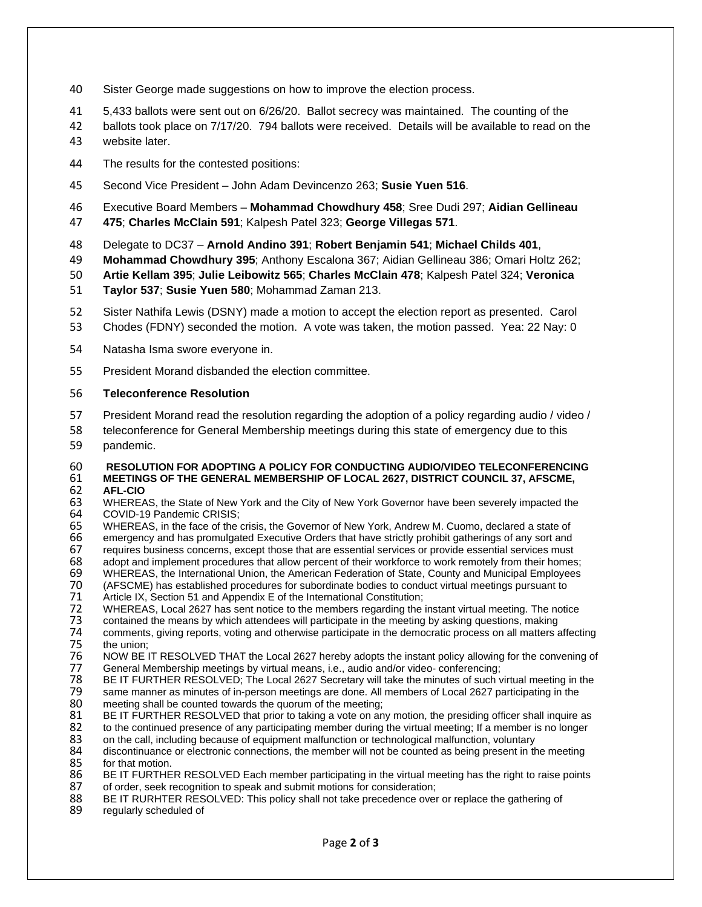Sister George made suggestions on how to improve the election process.

5,433 ballots were sent out on 6/26/20. Ballot secrecy was maintained. The counting of the ballots took place on 7/17/20. 794 ballots were received. Details will be available to read on the website later.

The results for the contested positions:

Second Vice President – John Adam Devincenzo 263; **Susie Yuen 516**.

Executive Board Members – **Mohammad Chowdhury 458**; Sree Dudi 297; **Aidian Gellineau 475**; **Charles McClain 591**; Kalpesh Patel 323; **George Villegas 571**.

Delegate to DC37 – **Arnold Andino 391**; **Robert Benjamin 541**; **Michael Childs 401**, **Mohammad Chowdhury 395**; Anthony Escalona 367; Aidian Gellineau 386; Omari Holtz 262; **Artie Kellam 395**; **Julie Leibowitz 565**; **Charles McClain 478**; Kalpesh Patel 324; **Veronica Taylor 537**; **Susie Yuen 580**; Mohammad Zaman 213.

Sister Nathifa Lewis (DSNY) made a motion to accept the election report as presented. Carol Chodes (FDNY) seconded the motion. A vote was taken, the motion passed. Yea: 22 Nay: 0

Natasha Isma swore everyone in.

President Morand disbanded the election committee.

**Teleconference Resolution**

President Morand read the resolution regarding the adoption of a policy regarding audio / video / teleconference for General Membership meetings during this state of emergency due to this pandemic.

**RESOLUTION FOR ADOPTING A POLICY FOR CONDUCTING AUDIO/VIDEO TELECONFERENCING MEETINGS OF THE GENERAL MEMBERSHIP OF LOCAL 2627, DISTRICT COUNCIL 37, AFSCME, AFL-CIO**

WHEREAS, the State of New York and the City of New York Governor have been severely impacted the COVID-19 Pandemic CRISIS;

WHEREAS, in the face of the crisis, the Governor of New York, Andrew M. Cuomo, declared a state of emergency and has promulgated Executive Orders that have strictly prohibit gatherings of any sort and requires business concerns, except those that are essential services or provide essential services must adopt and implement procedures that allow percent of their workforce to work remotely from their homes;

WHEREAS, the International Union, the American Federation of State, County and Municipal Employees (AFSCME) has established procedures for subordinate bodies to conduct virtual meetings pursuant to Article IX, Section 51 and Appendix E of the International Constitution;

WHEREAS, Local 2627 has sent notice to the members regarding the instant virtual meeting. The notice contained the means by which attendees will participate in the meeting by asking questions, making comments, giving reports, voting and otherwise participate in the democratic process on all matters affecting the union;

NOW BE IT RESOLVED THAT the Local 2627 hereby adopts the instant policy allowing for the convening of General Membership meetings by virtual means, i.e., audio and/or video- conferencing;

BE IT FURTHER RESOLVED; The Local 2627 Secretary will take the minutes of such virtual meeting in the same manner as minutes of in-person meetings are done. All members of Local 2627 participating in the meeting shall be counted towards the quorum of the meeting;

BE IT FURTHER RESOLVED that prior to taking a vote on any motion, the presiding officer shall inquire as to the continued presence of any participating member during the virtual meeting; If a member is no longer on the call, including because of equipment malfunction or technological malfunction, voluntary discontinuance or electronic connections, the member will not be counted as being present in the meeting for that motion.

BE IT FURTHER RESOLVED Each member participating in the virtual meeting has the right to raise points of order, seek recognition to speak and submit motions for consideration;

BE IT RURHTER RESOLVED: This policy shall not take precedence over or replace the gathering of regularly scheduled of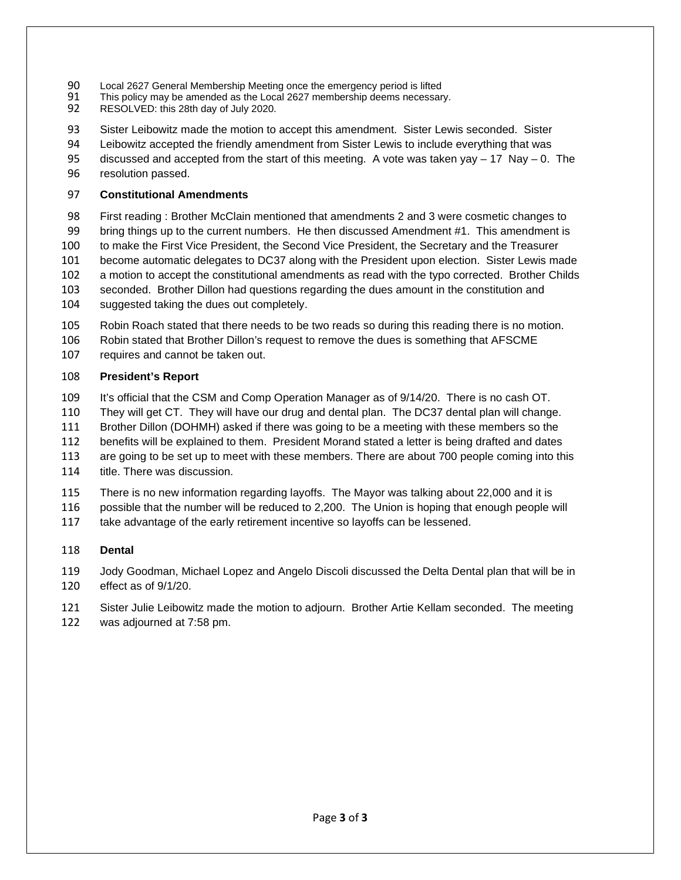Local 2627 General Membership Meeting once the emergency period is lifted
This policy may be amended as the Local 2627 membership deems necessary.
RESOLVED: this 28th day of July 2020.

Sister Leibowitz made the motion to accept this amendment. Sister Lewis seconded. Sister Leibowitz accepted the friendly amendment from Sister Lewis to include everything that was discussed and accepted from the start of this meeting. A vote was taken yay – 17 Nay – 0. The resolution passed.

**Constitutional Amendments**

First reading : Brother McClain mentioned that amendments 2 and 3 were cosmetic changes to bring things up to the current numbers. He then discussed Amendment #1. This amendment is to make the First Vice President, the Second Vice President, the Secretary and the Treasurer become automatic delegates to DC37 along with the President upon election. Sister Lewis made a motion to accept the constitutional amendments as read with the typo corrected. Brother Childs seconded. Brother Dillon had questions regarding the dues amount in the constitution and suggested taking the dues out completely.

Robin Roach stated that there needs to be two reads so during this reading there is no motion. Robin stated that Brother Dillon's request to remove the dues is something that AFSCME requires and cannot be taken out.

**President's Report**

It's official that the CSM and Comp Operation Manager as of 9/14/20. There is no cash OT. They will get CT. They will have our drug and dental plan. The DC37 dental plan will change. Brother Dillon (DOHMH) asked if there was going to be a meeting with these members so the benefits will be explained to them. President Morand stated a letter is being drafted and dates are going to be set up to meet with these members. There are about 700 people coming into this title. There was discussion.

There is no new information regarding layoffs. The Mayor was talking about 22,000 and it is possible that the number will be reduced to 2,200. The Union is hoping that enough people will take advantage of the early retirement incentive so layoffs can be lessened.

**Dental**

Jody Goodman, Michael Lopez and Angelo Discoli discussed the Delta Dental plan that will be in effect as of 9/1/20.

Sister Julie Leibowitz made the motion to adjourn. Brother Artie Kellam seconded. The meeting was adjourned at 7:58 pm.